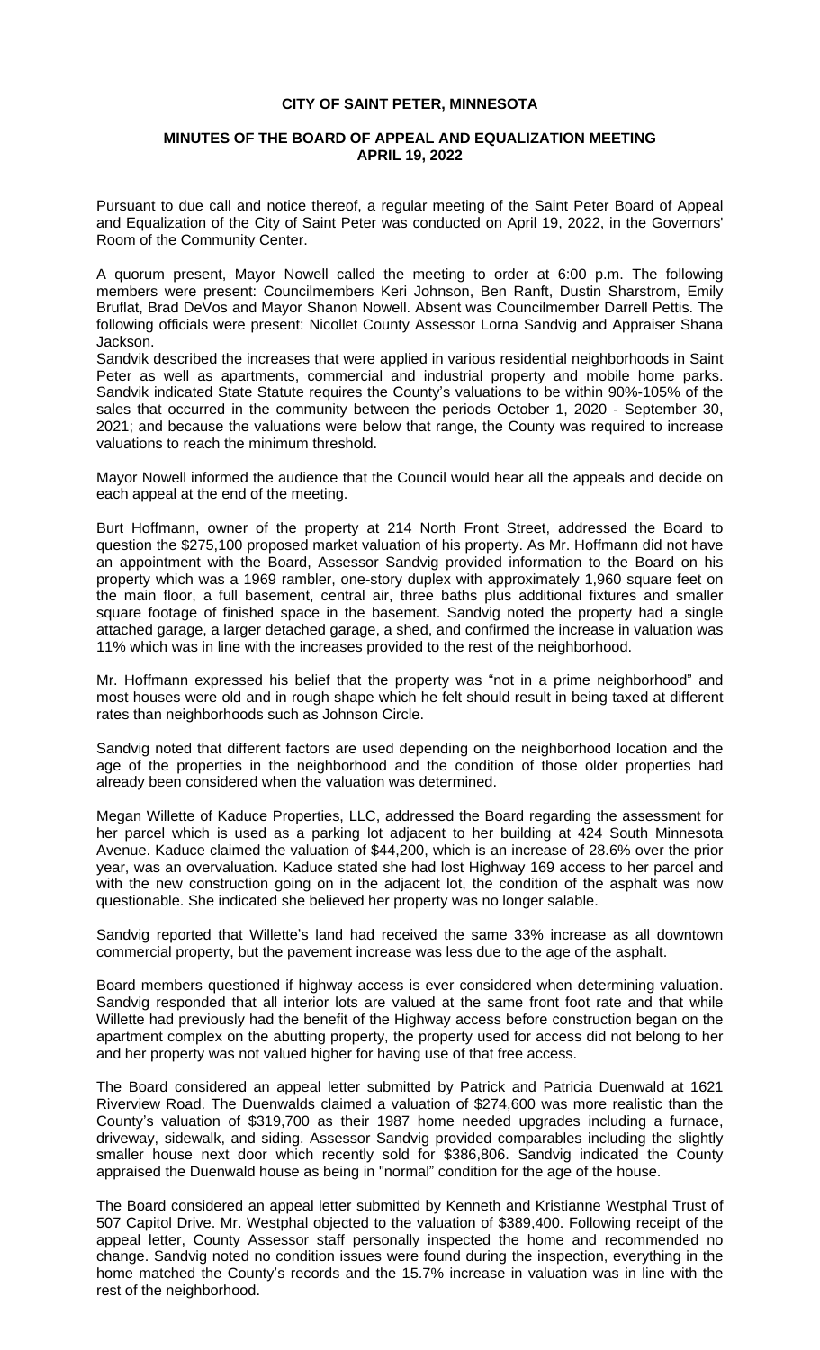# CITY OF SAINT PETER, MINNESOTA

## MINUTES OF THE BOARD OF APPEAL AND EQUALIZATION MEETING
## APRIL 19, 2022

Pursuant to due call and notice thereof, a regular meeting of the Saint Peter Board of Appeal and Equalization of the City of Saint Peter was conducted on April 19, 2022, in the Governors' Room of the Community Center.

A quorum present, Mayor Nowell called the meeting to order at 6:00 p.m. The following members were present: Councilmembers Keri Johnson, Ben Ranft, Dustin Sharstrom, Emily Bruflat, Brad DeVos and Mayor Shanon Nowell. Absent was Councilmember Darrell Pettis. The following officials were present: Nicollet County Assessor Lorna Sandvig and Appraiser Shana Jackson.

Sandvik described the increases that were applied in various residential neighborhoods in Saint Peter as well as apartments, commercial and industrial property and mobile home parks. Sandvik indicated State Statute requires the County's valuations to be within 90%-105% of the sales that occurred in the community between the periods October 1, 2020 - September 30, 2021; and because the valuations were below that range, the County was required to increase valuations to reach the minimum threshold.

Mayor Nowell informed the audience that the Council would hear all the appeals and decide on each appeal at the end of the meeting.

Burt Hoffmann, owner of the property at 214 North Front Street, addressed the Board to question the $275,100 proposed market valuation of his property. As Mr. Hoffmann did not have an appointment with the Board, Assessor Sandvig provided information to the Board on his property which was a 1969 rambler, one-story duplex with approximately 1,960 square feet on the main floor, a full basement, central air, three baths plus additional fixtures and smaller square footage of finished space in the basement. Sandvig noted the property had a single attached garage, a larger detached garage, a shed, and confirmed the increase in valuation was 11% which was in line with the increases provided to the rest of the neighborhood.

Mr. Hoffmann expressed his belief that the property was "not in a prime neighborhood" and most houses were old and in rough shape which he felt should result in being taxed at different rates than neighborhoods such as Johnson Circle.

Sandvig noted that different factors are used depending on the neighborhood location and the age of the properties in the neighborhood and the condition of those older properties had already been considered when the valuation was determined.

Megan Willette of Kaduce Properties, LLC, addressed the Board regarding the assessment for her parcel which is used as a parking lot adjacent to her building at 424 South Minnesota Avenue. Kaduce claimed the valuation of $44,200, which is an increase of 28.6% over the prior year, was an overvaluation. Kaduce stated she had lost Highway 169 access to her parcel and with the new construction going on in the adjacent lot, the condition of the asphalt was now questionable. She indicated she believed her property was no longer salable.

Sandvig reported that Willette's land had received the same 33% increase as all downtown commercial property, but the pavement increase was less due to the age of the asphalt.

Board members questioned if highway access is ever considered when determining valuation. Sandvig responded that all interior lots are valued at the same front foot rate and that while Willette had previously had the benefit of the Highway access before construction began on the apartment complex on the abutting property, the property used for access did not belong to her and her property was not valued higher for having use of that free access.

The Board considered an appeal letter submitted by Patrick and Patricia Duenwald at 1621 Riverview Road. The Duenwalds claimed a valuation of $274,600 was more realistic than the County's valuation of $319,700 as their 1987 home needed upgrades including a furnace, driveway, sidewalk, and siding. Assessor Sandvig provided comparables including the slightly smaller house next door which recently sold for $386,806. Sandvig indicated the County appraised the Duenwald house as being in "normal" condition for the age of the house.

The Board considered an appeal letter submitted by Kenneth and Kristianne Westphal Trust of 507 Capitol Drive. Mr. Westphal objected to the valuation of $389,400. Following receipt of the appeal letter, County Assessor staff personally inspected the home and recommended no change. Sandvig noted no condition issues were found during the inspection, everything in the home matched the County's records and the 15.7% increase in valuation was in line with the rest of the neighborhood.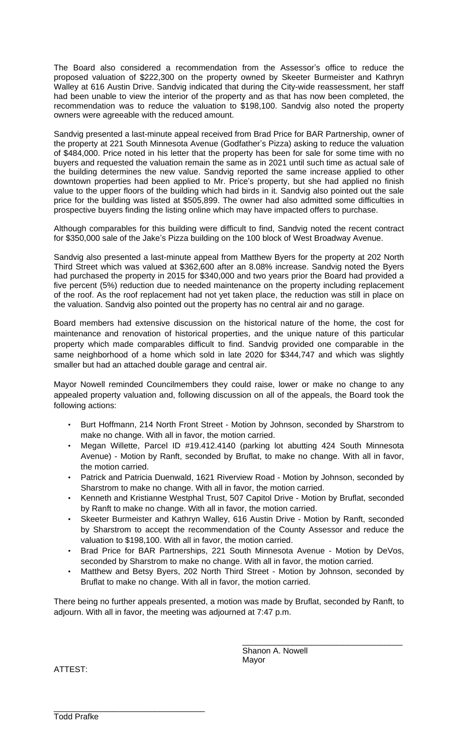The Board also considered a recommendation from the Assessor's office to reduce the proposed valuation of $222,300 on the property owned by Skeeter Burmeister and Kathryn Walley at 616 Austin Drive. Sandvig indicated that during the City-wide reassessment, her staff had been unable to view the interior of the property and as that has now been completed, the recommendation was to reduce the valuation to $198,100. Sandvig also noted the property owners were agreeable with the reduced amount.

Sandvig presented a last-minute appeal received from Brad Price for BAR Partnership, owner of the property at 221 South Minnesota Avenue (Godfather's Pizza) asking to reduce the valuation of $484,000. Price noted in his letter that the property has been for sale for some time with no buyers and requested the valuation remain the same as in 2021 until such time as actual sale of the building determines the new value. Sandvig reported the same increase applied to other downtown properties had been applied to Mr. Price's property, but she had applied no finish value to the upper floors of the building which had birds in it. Sandvig also pointed out the sale price for the building was listed at $505,899. The owner had also admitted some difficulties in prospective buyers finding the listing online which may have impacted offers to purchase.

Although comparables for this building were difficult to find, Sandvig noted the recent contract for $350,000 sale of the Jake's Pizza building on the 100 block of West Broadway Avenue.

Sandvig also presented a last-minute appeal from Matthew Byers for the property at 202 North Third Street which was valued at $362,600 after an 8.08% increase. Sandvig noted the Byers had purchased the property in 2015 for $340,000 and two years prior the Board had provided a five percent (5%) reduction due to needed maintenance on the property including replacement of the roof. As the roof replacement had not yet taken place, the reduction was still in place on the valuation. Sandvig also pointed out the property has no central air and no garage.

Board members had extensive discussion on the historical nature of the home, the cost for maintenance and renovation of historical properties, and the unique nature of this particular property which made comparables difficult to find. Sandvig provided one comparable in the same neighborhood of a home which sold in late 2020 for $344,747 and which was slightly smaller but had an attached double garage and central air.

Mayor Nowell reminded Councilmembers they could raise, lower or make no change to any appealed property valuation and, following discussion on all of the appeals, the Board took the following actions:

- Burt Hoffmann, 214 North Front Street - Motion by Johnson, seconded by Sharstrom to make no change. With all in favor, the motion carried.
- Megan Willette, Parcel ID #19.412.4140 (parking lot abutting 424 South Minnesota Avenue) - Motion by Ranft, seconded by Bruflat, to make no change. With all in favor, the motion carried.
- Patrick and Patricia Duenwald, 1621 Riverview Road - Motion by Johnson, seconded by Sharstrom to make no change. With all in favor, the motion carried.
- Kenneth and Kristianne Westphal Trust, 507 Capitol Drive - Motion by Bruflat, seconded by Ranft to make no change. With all in favor, the motion carried.
- Skeeter Burmeister and Kathryn Walley, 616 Austin Drive - Motion by Ranft, seconded by Sharstrom to accept the recommendation of the County Assessor and reduce the valuation to $198,100. With all in favor, the motion carried.
- Brad Price for BAR Partnerships, 221 South Minnesota Avenue - Motion by DeVos, seconded by Sharstrom to make no change. With all in favor, the motion carried.
- Matthew and Betsy Byers, 202 North Third Street - Motion by Johnson, seconded by Bruflat to make no change. With all in favor, the motion carried.

There being no further appeals presented, a motion was made by Bruflat, seconded by Ranft, to adjourn. With all in favor, the meeting was adjourned at 7:47 p.m.

\_\_\_\_\_\_\_\_\_\_\_\_\_\_\_\_\_\_\_\_\_\_\_\_\_\_\_\_\_\_\_\_\_\_
Shanon A. Nowell
Mayor

ATTEST:

\_\_\_\_\_\_\_\_\_\_\_\_\_\_\_\_\_\_\_\_\_\_\_\_\_\_\_\_\_\_\_\_\_\_
Todd Prafke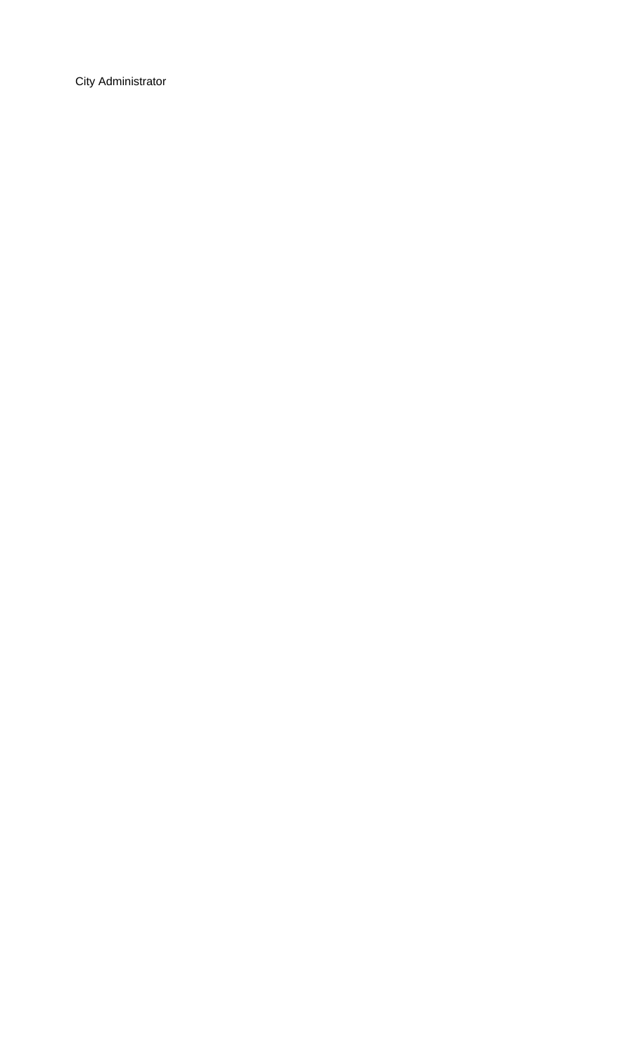City Administrator